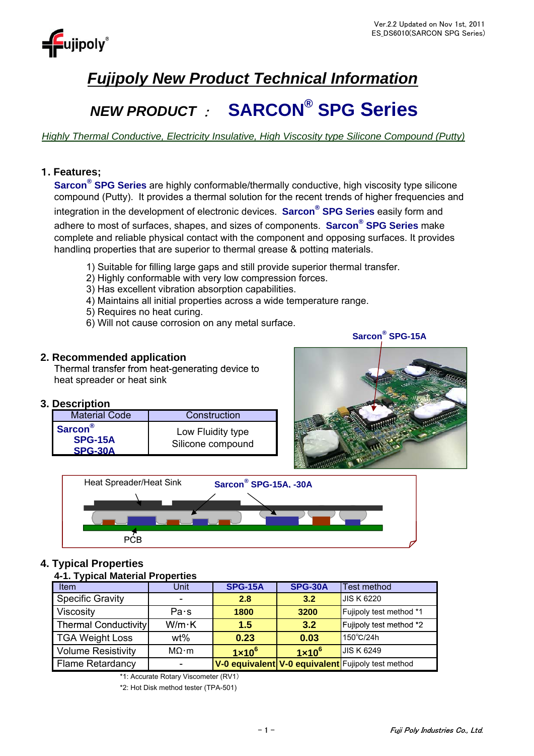# Fujipoly New Product Technical Information

## NEW PRODUCT : SARCON® SPG Series

*Highly Thermal Conductive, Electricity Insulative, High Viscosity type Silicone Compound (Putty)*

### 1. Features;

**Sarcon® SPG Series** are highly conformable/thermally conductive, high viscosity type silicone compound (Putty). It provides a thermal solution for the recent trends of higher frequencies and integration in the development of electronic devices. **Sarcon® SPG Series** easily form and adhere to most of surfaces, shapes, and sizes of components. **Sarcon® SPG Series** make complete and reliable physical contact with the component and opposing surfaces. It provides handling properties that are superior to thermal grease & potting materials.

1) Suitable for filling large gaps and still provide superior thermal transfer.
2) Highly conformable with very low compression forces.
3) Has excellent vibration absorption capabilities.
4) Maintains all initial properties across a wide temperature range.
5) Requires no heat curing.
6) Will not cause corrosion on any metal surface.

### 2. Recommended application

Thermal transfer from heat-generating device to heat spreader or heat sink

Sarcon® SPG-15A

### 3. Description

| Material Code | Construction |
|---|---|
| Sarcon® SPG-15A SPG-30A | Low Fluidity type Silicone compound |

Heat Spreader/Heat Sink — Sarcon® SPG-15A, -30A — PCB

### 4. Typical Properties

#### 4-1. Typical Material Properties

| Item | Unit | SPG-15A | SPG-30A | Test method |
|---|---|---|---|---|
| Specific Gravity | - | 2.8 | 3.2 | JIS K 6220 |
| Viscosity | Pa·s | 1800 | 3200 | Fujipoly test method *1 |
| Thermal Conductivity | W/m·K | 1.5 | 3.2 | Fujipoly test method *2 |
| TGA Weight Loss | wt% | 0.23 | 0.03 | 150℃/24h |
| Volume Resistivity | MΩ·m | $1 \times 10^6$ | $1 \times 10^6$ | JIS K 6249 |
| Flame Retardancy | - | V-0 equivalent | V-0 equivalent | Fujipoly test method |

*1: Accurate Rotary Viscometer (RV1)

*2: Hot Disk method tester (TPA-501)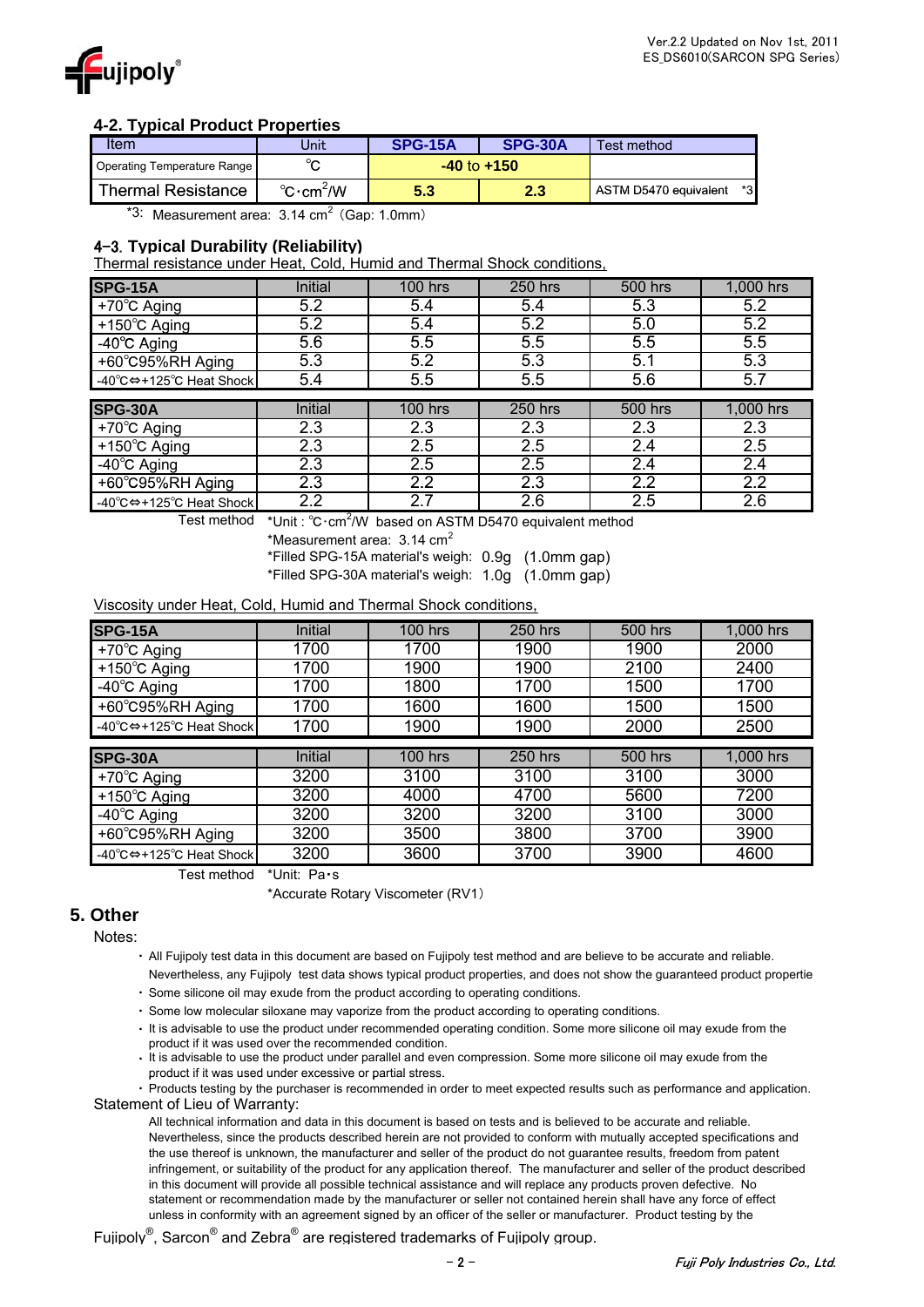### 4-2. Typical Product Properties

| Item | Unit | SPG-15A | SPG-30A | Test method |
|---|---|---|---|---|
| Operating Temperature Range | ℃ | -40 to +150 | | |
| Thermal Resistance | ℃·cm²/W | 5.3 | 2.3 | ASTM D5470 equivalent *3 |

*3: Measurement area: 3.14 cm² (Gap: 1.0mm)

### 4-3. Typical Durability (Reliability)

Thermal resistance under Heat, Cold, Humid and Thermal Shock conditions,

| SPG-15A | Initial | 100 hrs | 250 hrs | 500 hrs | 1,000 hrs |
|---|---|---|---|---|---|
| +70℃ Aging | 5.2 | 5.4 | 5.4 | 5.3 | 5.2 |
| +150℃ Aging | 5.2 | 5.4 | 5.2 | 5.0 | 5.2 |
| -40℃ Aging | 5.6 | 5.5 | 5.5 | 5.5 | 5.5 |
| +60℃95%RH Aging | 5.3 | 5.2 | 5.3 | 5.1 | 5.3 |
| -40℃⇔+125℃ Heat Shock | 5.4 | 5.5 | 5.5 | 5.6 | 5.7 |

| SPG-30A | Initial | 100 hrs | 250 hrs | 500 hrs | 1,000 hrs |
|---|---|---|---|---|---|
| +70℃ Aging | 2.3 | 2.3 | 2.3 | 2.3 | 2.3 |
| +150℃ Aging | 2.3 | 2.5 | 2.5 | 2.4 | 2.5 |
| -40℃ Aging | 2.3 | 2.5 | 2.5 | 2.4 | 2.4 |
| +60℃95%RH Aging | 2.3 | 2.2 | 2.3 | 2.2 | 2.2 |
| -40℃⇔+125℃ Heat Shock | 2.2 | 2.7 | 2.6 | 2.5 | 2.6 |

Test method *Unit : ℃·cm²/W based on ASTM D5470 equivalent method
*Measurement area: 3.14 cm²
*Filled SPG-15A material's weigh: 0.9g (1.0mm gap)
*Filled SPG-30A material's weigh: 1.0g (1.0mm gap)

Viscosity under Heat, Cold, Humid and Thermal Shock conditions,

| SPG-15A | Initial | 100 hrs | 250 hrs | 500 hrs | 1,000 hrs |
|---|---|---|---|---|---|
| +70℃ Aging | 1700 | 1700 | 1900 | 1900 | 2000 |
| +150℃ Aging | 1700 | 1900 | 1900 | 2100 | 2400 |
| -40℃ Aging | 1700 | 1800 | 1700 | 1500 | 1700 |
| +60℃95%RH Aging | 1700 | 1600 | 1600 | 1500 | 1500 |
| -40℃⇔+125℃ Heat Shock | 1700 | 1900 | 1900 | 2000 | 2500 |

| SPG-30A | Initial | 100 hrs | 250 hrs | 500 hrs | 1,000 hrs |
|---|---|---|---|---|---|
| +70℃ Aging | 3200 | 3100 | 3100 | 3100 | 3000 |
| +150℃ Aging | 3200 | 4000 | 4700 | 5600 | 7200 |
| -40℃ Aging | 3200 | 3200 | 3200 | 3100 | 3000 |
| +60℃95%RH Aging | 3200 | 3500 | 3800 | 3700 | 3900 |
| -40℃⇔+125℃ Heat Shock | 3200 | 3600 | 3700 | 3900 | 4600 |

Test method *Unit: Pa·s
*Accurate Rotary Viscometer (RV1)

## 5. Other

Notes:

- All Fujipoly test data in this document are based on Fujipoly test method and are believe to be accurate and reliable. Nevertheless, any Fujipoly test data shows typical product properties, and does not show the guaranteed product propertie
- Some silicone oil may exude from the product according to operating conditions.
- Some low molecular siloxane may vaporize from the product according to operating conditions.
- It is advisable to use the product under recommended operating condition. Some more silicone oil may exude from the product if it was used over the recommended condition.
- It is advisable to use the product under parallel and even compression. Some more silicone oil may exude from the product if it was used under excessive or partial stress.
- Products testing by the purchaser is recommended in order to meet expected results such as performance and application.

Statement of Lieu of Warranty:

All technical information and data in this document is based on tests and is believed to be accurate and reliable. Nevertheless, since the products described herein are not provided to conform with mutually accepted specifications and the use thereof is unknown, the manufacturer and seller of the product do not guarantee results, freedom from patent infringement, or suitability of the product for any application thereof. The manufacturer and seller of the product described in this document will provide all possible technical assistance and will replace any products proven defective. No statement or recommendation made by the manufacturer or seller not contained herein shall have any force of effect unless in conformity with an agreement signed by an officer of the seller or manufacturer. Product testing by the

Fujipoly®, Sarcon® and Zebra® are registered trademarks of Fujipoly group.